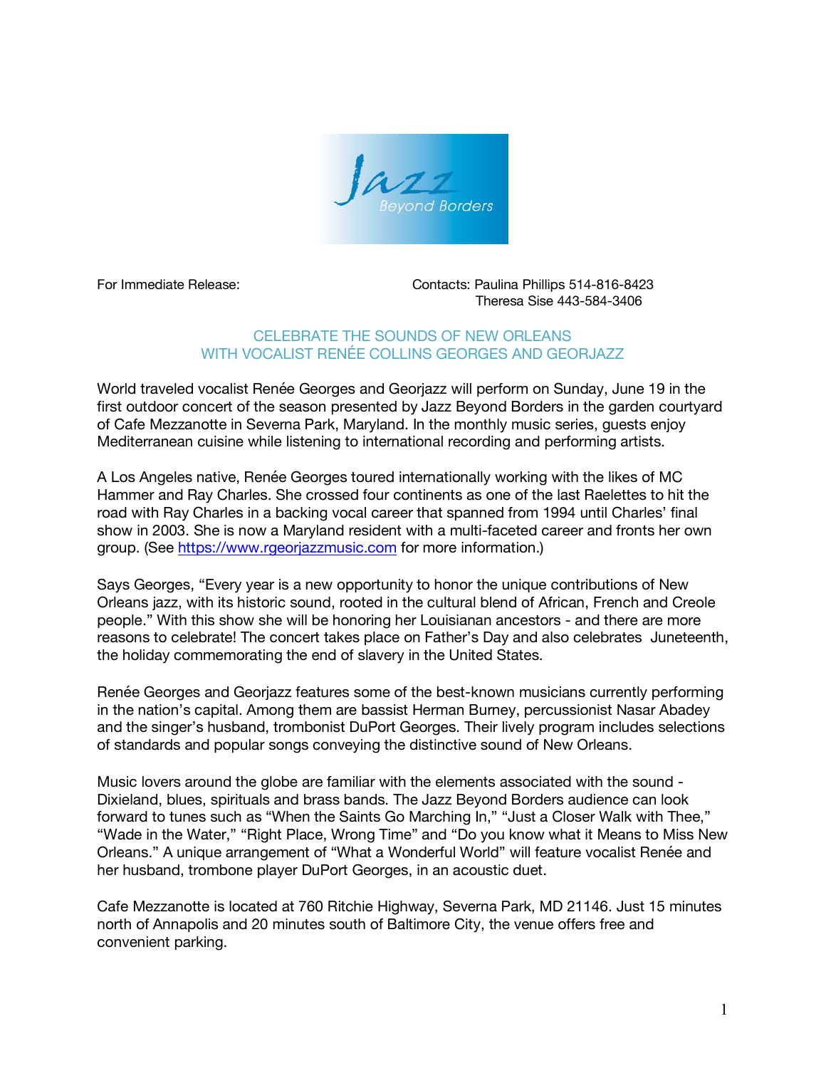Jazz Beyond Borders

For Immediate Release:

Contacts: Paulina Phillips 514-816-8423
Theresa Sise 443-584-3406

## CELEBRATE THE SOUNDS OF NEW ORLEANS WITH VOCALIST RENÉE COLLINS GEORGES AND GEORJAZZ

World traveled vocalist Renée Georges and Georjazz will perform on Sunday, June 19 in the first outdoor concert of the season presented by Jazz Beyond Borders in the garden courtyard of Cafe Mezzanotte in Severna Park, Maryland. In the monthly music series, guests enjoy Mediterranean cuisine while listening to international recording and performing artists.

A Los Angeles native, Renée Georges toured internationally working with the likes of MC Hammer and Ray Charles. She crossed four continents as one of the last Raelettes to hit the road with Ray Charles in a backing vocal career that spanned from 1994 until Charles' final show in 2003. She is now a Maryland resident with a multi-faceted career and fronts her own group. (See https://www.rgeorjazzmusic.com for more information.)

Says Georges, "Every year is a new opportunity to honor the unique contributions of New Orleans jazz, with its historic sound, rooted in the cultural blend of African, French and Creole people." With this show she will be honoring her Louisianan ancestors - and there are more reasons to celebrate! The concert takes place on Father's Day and also celebrates Juneteenth, the holiday commemorating the end of slavery in the United States.

Renée Georges and Georjazz features some of the best-known musicians currently performing in the nation's capital. Among them are bassist Herman Burney, percussionist Nasar Abadey and the singer's husband, trombonist DuPort Georges. Their lively program includes selections of standards and popular songs conveying the distinctive sound of New Orleans.

Music lovers around the globe are familiar with the elements associated with the sound - Dixieland, blues, spirituals and brass bands. The Jazz Beyond Borders audience can look forward to tunes such as "When the Saints Go Marching In," "Just a Closer Walk with Thee," "Wade in the Water," "Right Place, Wrong Time" and "Do you know what it Means to Miss New Orleans." A unique arrangement of "What a Wonderful World" will feature vocalist Renée and her husband, trombone player DuPort Georges, in an acoustic duet.

Cafe Mezzanotte is located at 760 Ritchie Highway, Severna Park, MD 21146. Just 15 minutes north of Annapolis and 20 minutes south of Baltimore City, the venue offers free and convenient parking.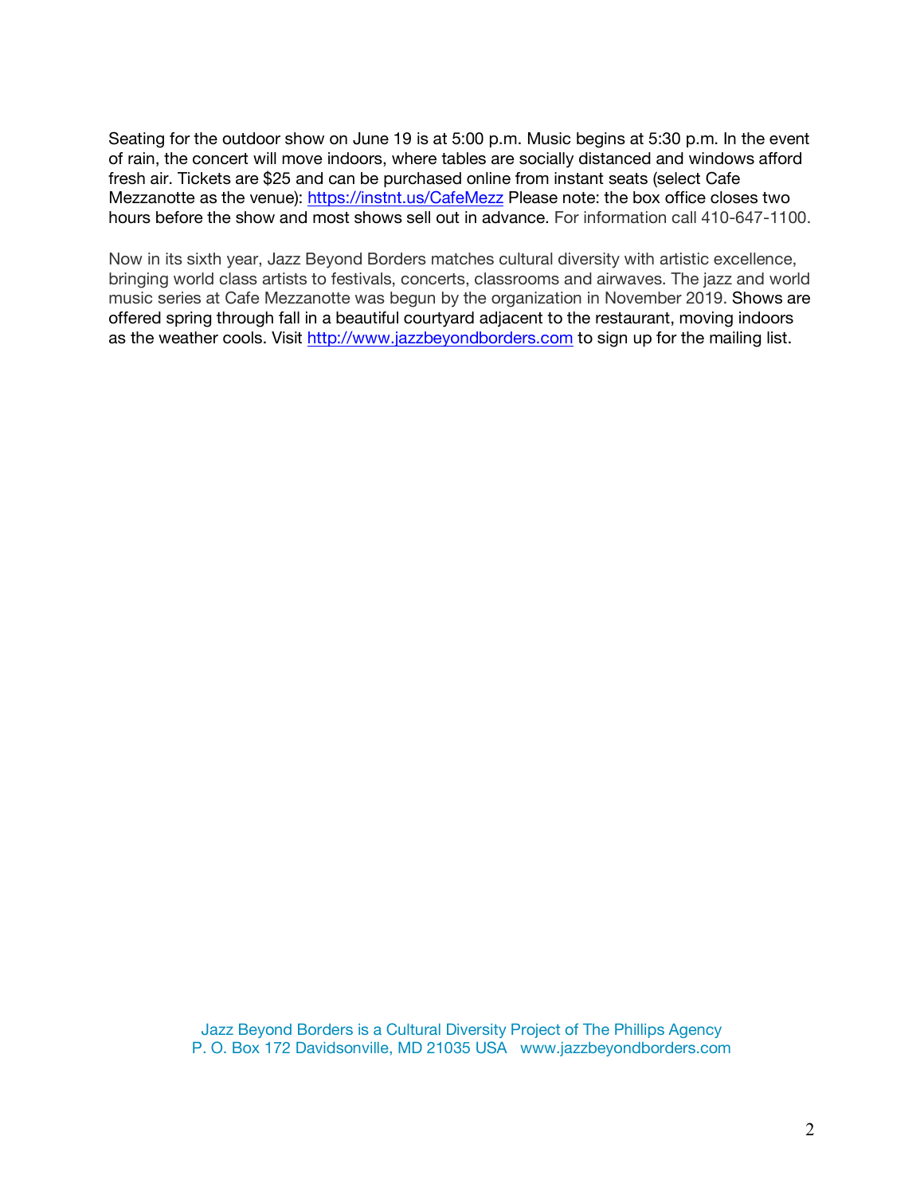Seating for the outdoor show on June 19 is at 5:00 p.m. Music begins at 5:30 p.m. In the event of rain, the concert will move indoors, where tables are socially distanced and windows afford fresh air. Tickets are $25 and can be purchased online from instant seats (select Cafe Mezzanotte as the venue): https://instnt.us/CafeMezz Please note: the box office closes two hours before the show and most shows sell out in advance. For information call 410-647-1100.

Now in its sixth year, Jazz Beyond Borders matches cultural diversity with artistic excellence, bringing world class artists to festivals, concerts, classrooms and airwaves. The jazz and world music series at Cafe Mezzanotte was begun by the organization in November 2019. Shows are offered spring through fall in a beautiful courtyard adjacent to the restaurant, moving indoors as the weather cools. Visit http://www.jazzbeyondborders.com to sign up for the mailing list.

Jazz Beyond Borders is a Cultural Diversity Project of The Phillips Agency
P. O. Box 172 Davidsonville, MD 21035 USA   www.jazzbeyondborders.com